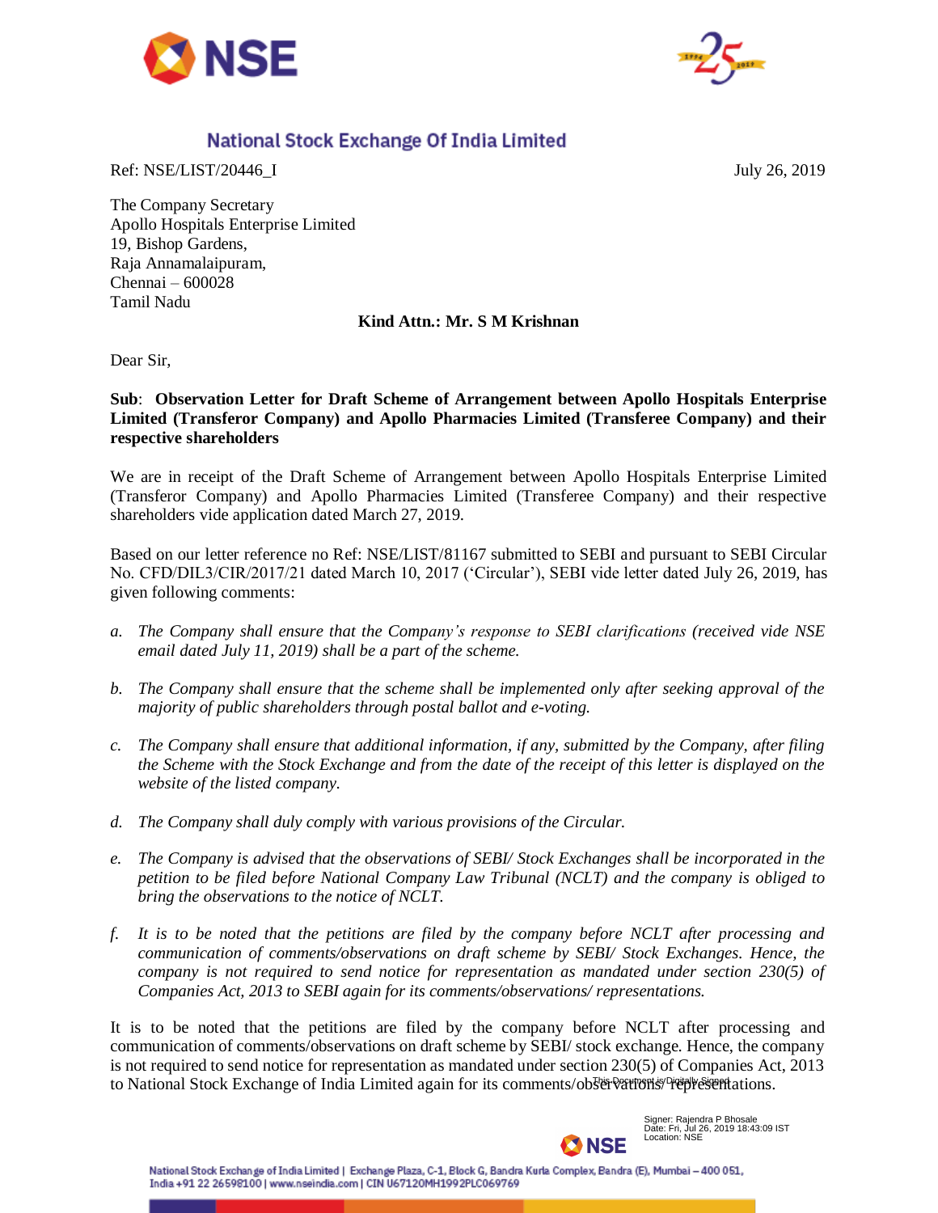# National Stock Exchange Of India Limited

Ref: NSE/LIST/20446_I

July 26, 2019

The Company Secretary
Apollo Hospitals Enterprise Limited
19, Bishop Gardens,
Raja Annamalaipuram,
Chennai – 600028
Tamil Nadu

**Kind Attn.: Mr. S M Krishnan**

Dear Sir,

**Sub**: **Observation Letter for Draft Scheme of Arrangement between Apollo Hospitals Enterprise Limited (Transferor Company) and Apollo Pharmacies Limited (Transferee Company) and their respective shareholders**

We are in receipt of the Draft Scheme of Arrangement between Apollo Hospitals Enterprise Limited (Transferor Company) and Apollo Pharmacies Limited (Transferee Company) and their respective shareholders vide application dated March 27, 2019.

Based on our letter reference no Ref: NSE/LIST/81167 submitted to SEBI and pursuant to SEBI Circular No. CFD/DIL3/CIR/2017/21 dated March 10, 2017 ('Circular'), SEBI vide letter dated July 26, 2019, has given following comments:

a. *The Company shall ensure that the Company's response to SEBI clarifications (received vide NSE email dated July 11, 2019) shall be a part of the scheme.*

b. *The Company shall ensure that the scheme shall be implemented only after seeking approval of the majority of public shareholders through postal ballot and e-voting.*

c. *The Company shall ensure that additional information, if any, submitted by the Company, after filing the Scheme with the Stock Exchange and from the date of the receipt of this letter is displayed on the website of the listed company.*

d. *The Company shall duly comply with various provisions of the Circular.*

e. *The Company is advised that the observations of SEBI/ Stock Exchanges shall be incorporated in the petition to be filed before National Company Law Tribunal (NCLT) and the company is obliged to bring the observations to the notice of NCLT.*

f. *It is to be noted that the petitions are filed by the company before NCLT after processing and communication of comments/observations on draft scheme by SEBI/ Stock Exchanges. Hence, the company is not required to send notice for representation as mandated under section 230(5) of Companies Act, 2013 to SEBI again for its comments/observations/ representations.*

It is to be noted that the petitions are filed by the company before NCLT after processing and communication of comments/observations on draft scheme by SEBI/ stock exchange. Hence, the company is not required to send notice for representation as mandated under section 230(5) of Companies Act, 2013 to National Stock Exchange of India Limited again for its comments/observations/ representations.

This Document is Digitally Signed

Signer: Rajendra P Bhosale
Date: Fri, Jul 26, 2019 18:43:09 IST
Location: NSE

National Stock Exchange of India Limited | Exchange Plaza, C-1, Block G, Bandra Kurla Complex, Bandra (E), Mumbai – 400 051, India +91 22 26598100 | www.nseindia.com | CIN U67120MH1992PLC069769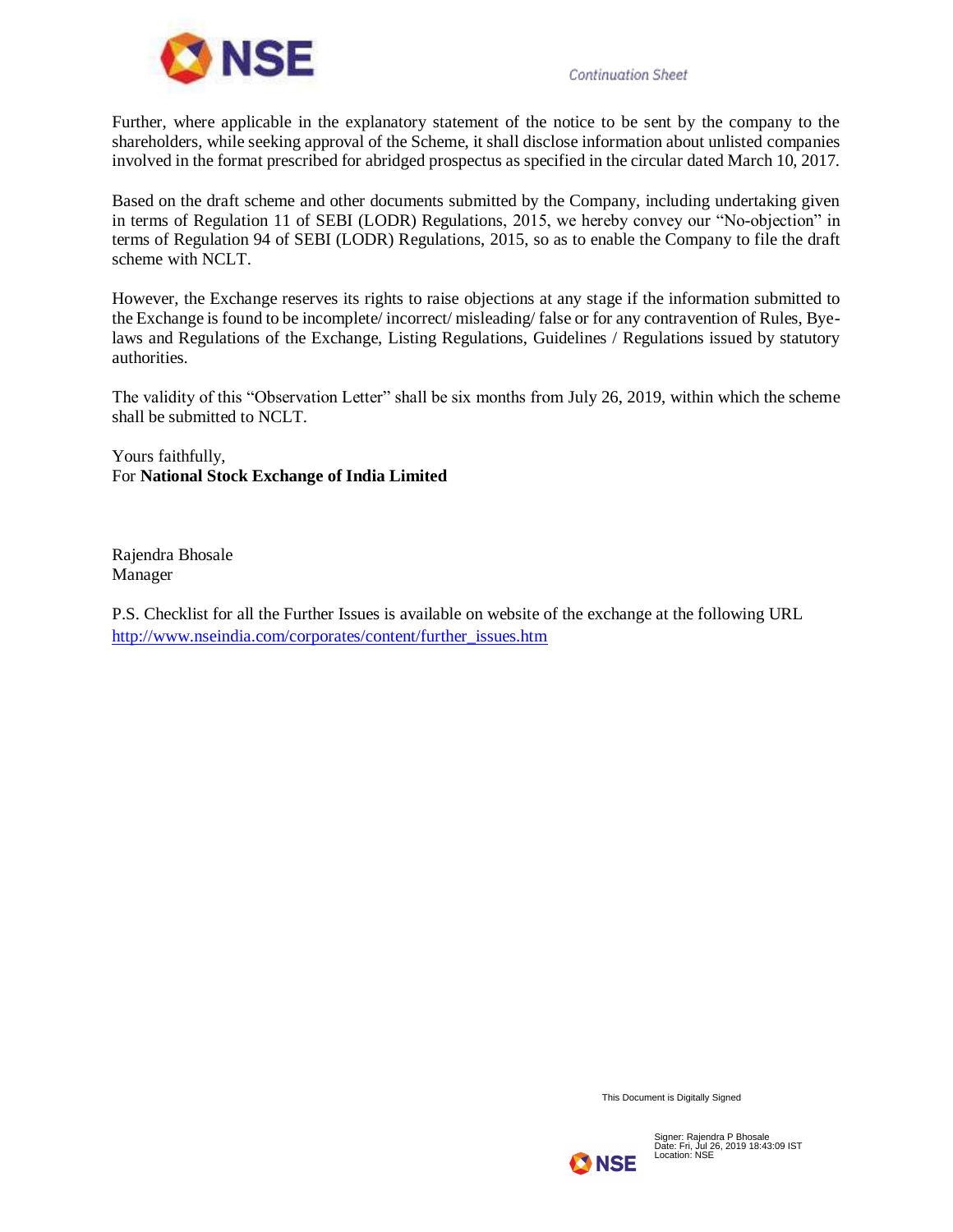Further, where applicable in the explanatory statement of the notice to be sent by the company to the shareholders, while seeking approval of the Scheme, it shall disclose information about unlisted companies involved in the format prescribed for abridged prospectus as specified in the circular dated March 10, 2017.

Based on the draft scheme and other documents submitted by the Company, including undertaking given in terms of Regulation 11 of SEBI (LODR) Regulations, 2015, we hereby convey our "No-objection" in terms of Regulation 94 of SEBI (LODR) Regulations, 2015, so as to enable the Company to file the draft scheme with NCLT.

However, the Exchange reserves its rights to raise objections at any stage if the information submitted to the Exchange is found to be incomplete/ incorrect/ misleading/ false or for any contravention of Rules, Bye-laws and Regulations of the Exchange, Listing Regulations, Guidelines / Regulations issued by statutory authorities.

The validity of this "Observation Letter" shall be six months from July 26, 2019, within which the scheme shall be submitted to NCLT.

Yours faithfully,
For **National Stock Exchange of India Limited**

Rajendra Bhosale
Manager

P.S. Checklist for all the Further Issues is available on website of the exchange at the following URL
http://www.nseindia.com/corporates/content/further_issues.htm

This Document is Digitally Signed

Signer: Rajendra P Bhosale
Date: Fri, Jul 26, 2019 18:43:09 IST
Location: NSE